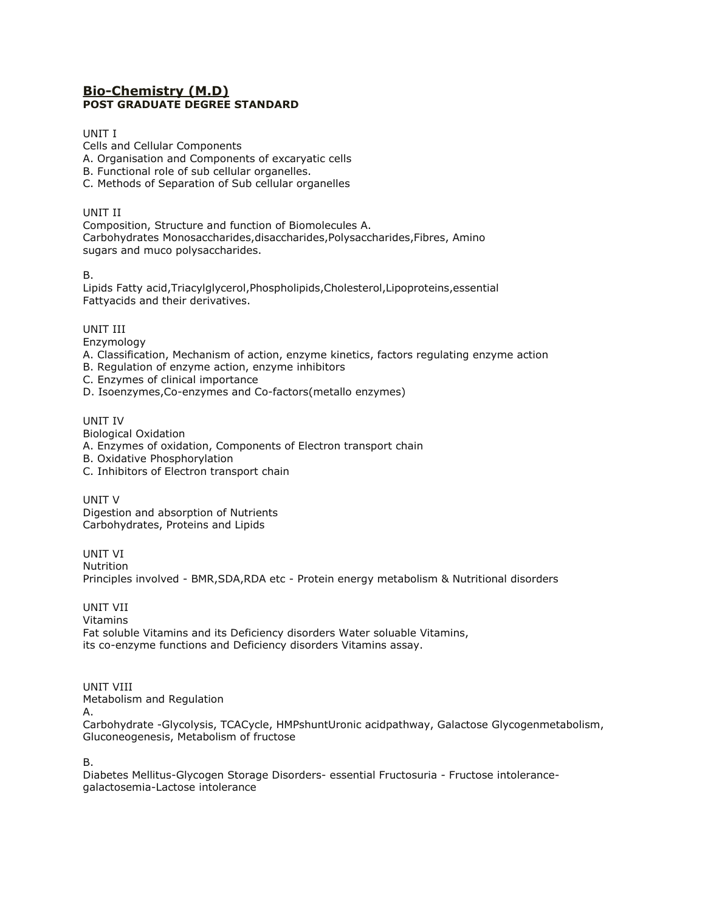## Bio-Chemistry (M.D)

**POST GRADUATE DEGREE STANDARD**

UNIT I
Cells and Cellular Components
A. Organisation and Components of excaryatic cells
B. Functional role of sub cellular organelles.
C. Methods of Separation of Sub cellular organelles

UNIT II
Composition, Structure and function of Biomolecules A.
Carbohydrates Monosaccharides,disaccharides,Polysaccharides,Fibres, Amino sugars and muco polysaccharides.

B.
Lipids Fatty acid,Triacylglycerol,Phospholipids,Cholesterol,Lipoproteins,essential Fattyacids and their derivatives.

UNIT III
Enzymology
A. Classification, Mechanism of action, enzyme kinetics, factors regulating enzyme action
B. Regulation of enzyme action, enzyme inhibitors
C. Enzymes of clinical importance
D. Isoenzymes,Co-enzymes and Co-factors(metallo enzymes)

UNIT IV
Biological Oxidation
A. Enzymes of oxidation, Components of Electron transport chain
B. Oxidative Phosphorylation
C. Inhibitors of Electron transport chain

UNIT V
Digestion and absorption of Nutrients
Carbohydrates, Proteins and Lipids

UNIT VI
Nutrition
Principles involved - BMR,SDA,RDA etc - Protein energy metabolism & Nutritional disorders

UNIT VII
Vitamins
Fat soluble Vitamins and its Deficiency disorders Water soluable Vitamins, its co-enzyme functions and Deficiency disorders Vitamins assay.

UNIT VIII
Metabolism and Regulation
A.
Carbohydrate -Glycolysis, TCACycle, HMPshuntUronic acidpathway, Galactose Glycogenmetabolism, Gluconeogenesis, Metabolism of fructose

B.
Diabetes Mellitus-Glycogen Storage Disorders- essential Fructosuria - Fructose intolerance-galactosemia-Lactose intolerance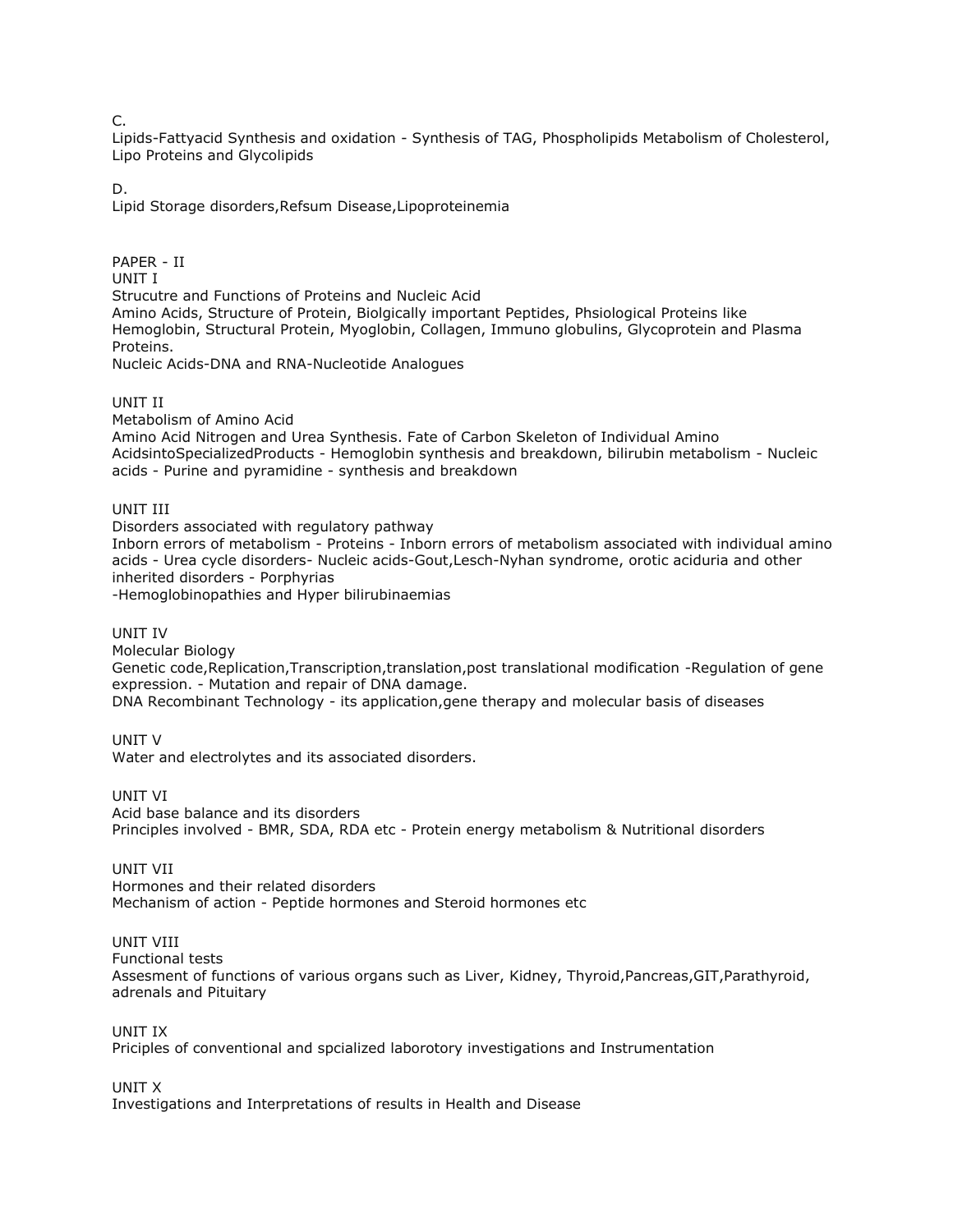C.
Lipids-Fattyacid Synthesis and oxidation - Synthesis of TAG, Phospholipids Metabolism of Cholesterol, Lipo Proteins and Glycolipids

D.
Lipid Storage disorders,Refsum Disease,Lipoproteinemia

## PAPER - II

### UNIT I
Strucutre and Functions of Proteins and Nucleic Acid
Amino Acids, Structure of Protein, Biolgically important Peptides, Phsiological Proteins like Hemoglobin, Structural Protein, Myoglobin, Collagen, Immuno globulins, Glycoprotein and Plasma Proteins.
Nucleic Acids-DNA and RNA-Nucleotide Analogues

### UNIT II
Metabolism of Amino Acid
Amino Acid Nitrogen and Urea Synthesis. Fate of Carbon Skeleton of Individual Amino AcidsintoSpecializedProducts - Hemoglobin synthesis and breakdown, bilirubin metabolism - Nucleic acids - Purine and pyramidine - synthesis and breakdown

### UNIT III
Disorders associated with regulatory pathway
Inborn errors of metabolism - Proteins - Inborn errors of metabolism associated with individual amino acids - Urea cycle disorders- Nucleic acids-Gout,Lesch-Nyhan syndrome, orotic aciduria and other inherited disorders - Porphyrias
-Hemoglobinopathies and Hyper bilirubinaemias

### UNIT IV
Molecular Biology
Genetic code,Replication,Transcription,translation,post translational modification -Regulation of gene expression. - Mutation and repair of DNA damage.
DNA Recombinant Technology - its application,gene therapy and molecular basis of diseases

### UNIT V
Water and electrolytes and its associated disorders.

### UNIT VI
Acid base balance and its disorders
Principles involved - BMR, SDA, RDA etc - Protein energy metabolism & Nutritional disorders

### UNIT VII
Hormones and their related disorders
Mechanism of action - Peptide hormones and Steroid hormones etc

### UNIT VIII
Functional tests
Assesment of functions of various organs such as Liver, Kidney, Thyroid,Pancreas,GIT,Parathyroid, adrenals and Pituitary

### UNIT IX
Priciples of conventional and spcialized laborotory investigations and Instrumentation

### UNIT X
Investigations and Interpretations of results in Health and Disease